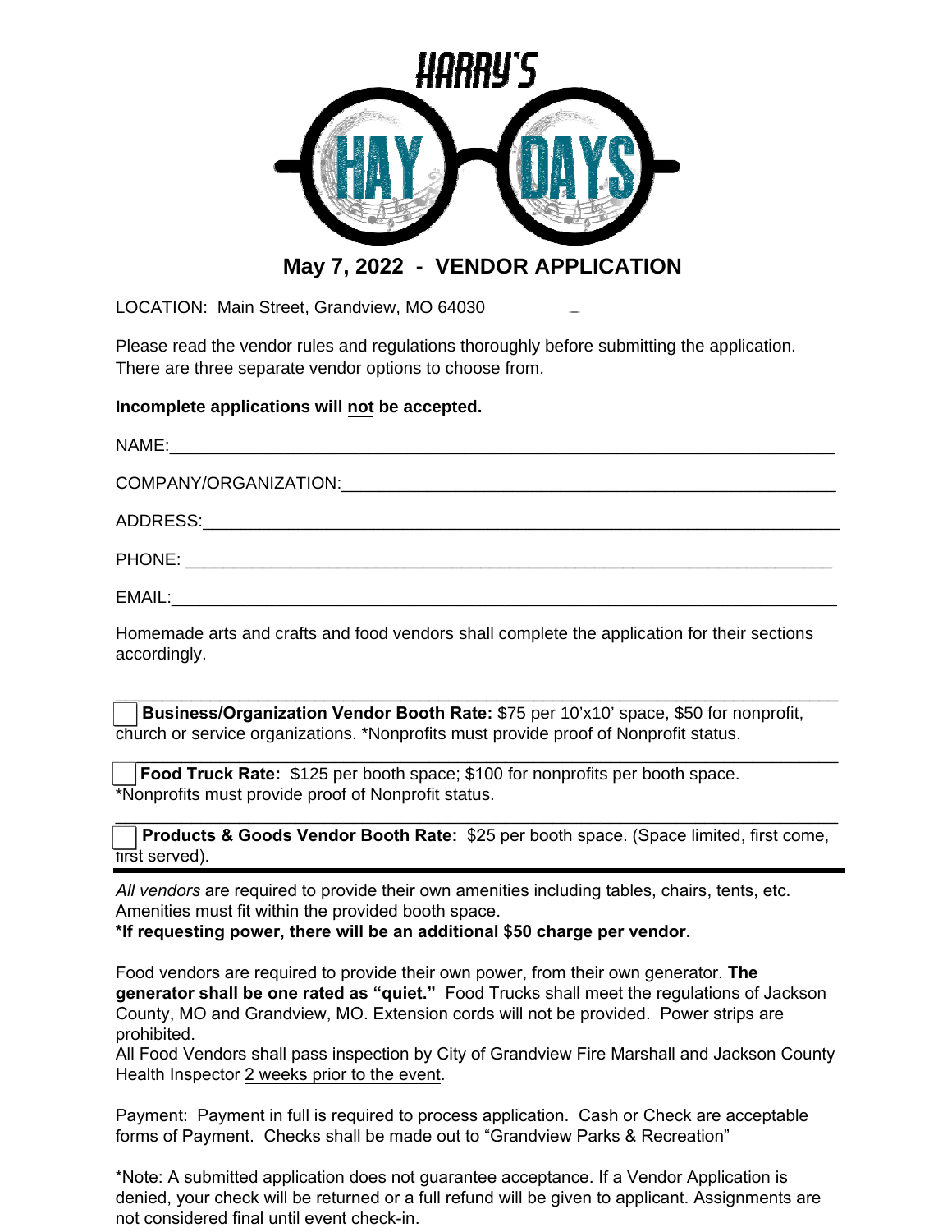# HARRY'S HAY DAYS

## May 7, 2022 - VENDOR APPLICATION

LOCATION: Main Street, Grandview, MO 64030

Please read the vendor rules and regulations thoroughly before submitting the application. There are three separate vendor options to choose from.

**Incomplete applications will <u>not</u> be accepted.**

NAME:________________________________________________________________________

COMPANY/ORGANIZATION:_____________________________________________________

ADDRESS:______________________________________________________________________

PHONE: _______________________________________________________________________

EMAIL:________________________________________________________________________

Homemade arts and crafts and food vendors shall complete the application for their sections accordingly.

---

☐ **Business/Organization Vendor Booth Rate:** $75 per 10'x10' space, $50 for nonprofit, church or service organizations. *Nonprofits must provide proof of Nonprofit status.

---

☐ **Food Truck Rate:** $125 per booth space; $100 for nonprofits per booth space. *Nonprofits must provide proof of Nonprofit status.

---

☐ **Products & Goods Vendor Booth Rate:** $25 per booth space. (Space limited, first come, first served).

---

*All vendors* are required to provide their own amenities including tables, chairs, tents, etc. Amenities must fit within the provided booth space.
**\*If requesting power, there will be an additional $50 charge per vendor.**

Food vendors are required to provide their own power, from their own generator. **The generator shall be one rated as "quiet."** Food Trucks shall meet the regulations of Jackson County, MO and Grandview, MO. Extension cords will not be provided. Power strips are prohibited.
All Food Vendors shall pass inspection by City of Grandview Fire Marshall and Jackson County Health Inspector <u>2 weeks prior to the event</u>.

Payment: Payment in full is required to process application. Cash or Check are acceptable forms of Payment. Checks shall be made out to "Grandview Parks & Recreation"

*Note: A submitted application does not guarantee acceptance. If a Vendor Application is denied, your check will be returned or a full refund will be given to applicant. Assignments are not considered final until event check-in.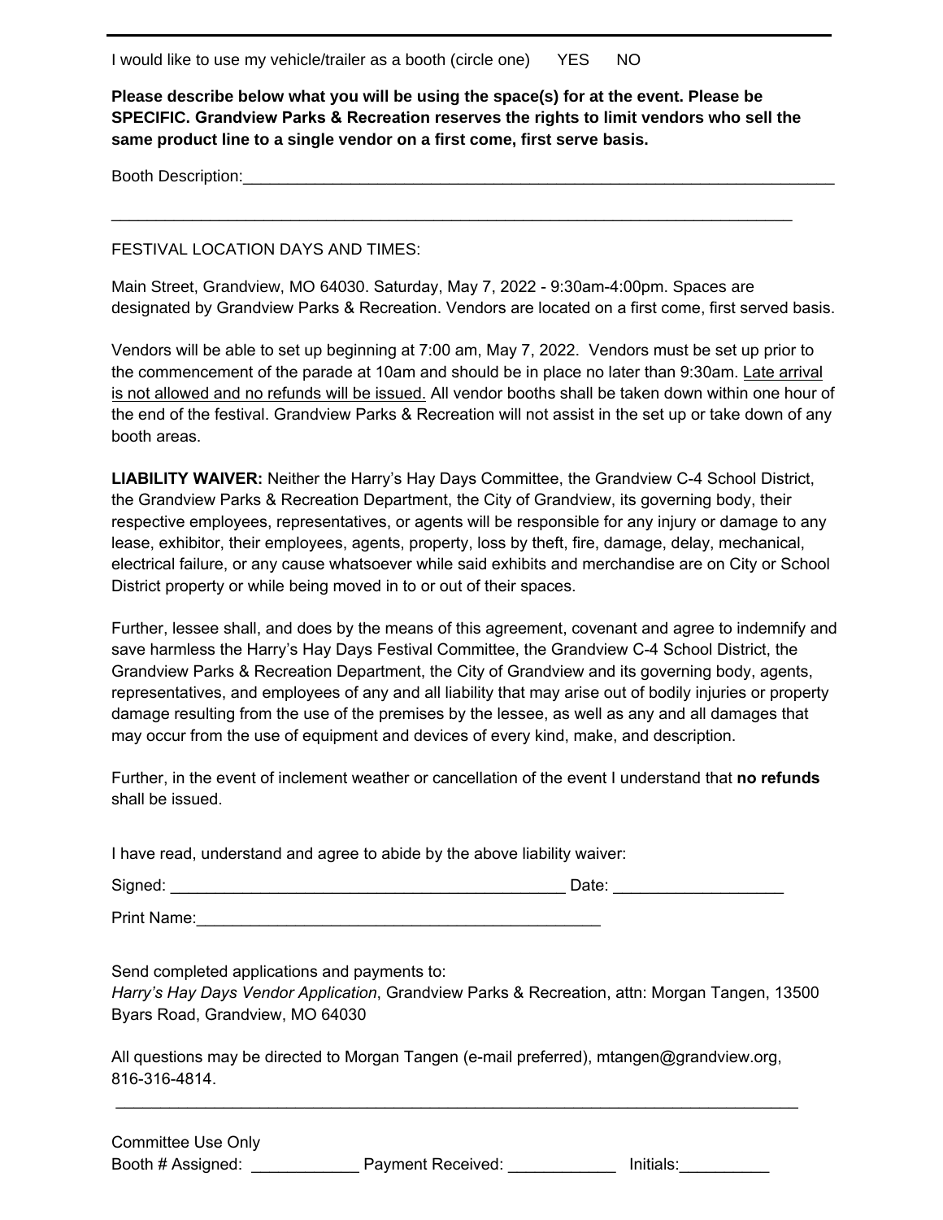I would like to use my vehicle/trailer as a booth (circle one) YES NO

**Please describe below what you will be using the space(s) for at the event. Please be SPECIFIC. Grandview Parks & Recreation reserves the rights to limit vendors who sell the same product line to a single vendor on a first come, first serve basis.**

Booth Description:______________________________________________________________________

_____________________________________________________________________________

FESTIVAL LOCATION DAYS AND TIMES:

Main Street, Grandview, MO 64030. Saturday, May 7, 2022 - 9:30am-4:00pm. Spaces are designated by Grandview Parks & Recreation. Vendors are located on a first come, first served basis.

Vendors will be able to set up beginning at 7:00 am, May 7, 2022. Vendors must be set up prior to the commencement of the parade at 10am and should be in place no later than 9:30am. <u>Late arrival is not allowed and no refunds will be issued.</u> All vendor booths shall be taken down within one hour of the end of the festival. Grandview Parks & Recreation will not assist in the set up or take down of any booth areas.

**LIABILITY WAIVER:** Neither the Harry's Hay Days Committee, the Grandview C-4 School District, the Grandview Parks & Recreation Department, the City of Grandview, its governing body, their respective employees, representatives, or agents will be responsible for any injury or damage to any lease, exhibitor, their employees, agents, property, loss by theft, fire, damage, delay, mechanical, electrical failure, or any cause whatsoever while said exhibits and merchandise are on City or School District property or while being moved in to or out of their spaces.

Further, lessee shall, and does by the means of this agreement, covenant and agree to indemnify and save harmless the Harry's Hay Days Festival Committee, the Grandview C-4 School District, the Grandview Parks & Recreation Department, the City of Grandview and its governing body, agents, representatives, and employees of any and all liability that may arise out of bodily injuries or property damage resulting from the use of the premises by the lessee, as well as any and all damages that may occur from the use of equipment and devices of every kind, make, and description.

Further, in the event of inclement weather or cancellation of the event I understand that **no refunds** shall be issued.

I have read, understand and agree to abide by the above liability waiver:

Signed: _____________________________________________ Date: __________________

Print Name:_____________________________________________

Send completed applications and payments to:
*Harry's Hay Days Vendor Application*, Grandview Parks & Recreation, attn: Morgan Tangen, 13500 Byars Road, Grandview, MO 64030

All questions may be directed to Morgan Tangen (e-mail preferred), mtangen@grandview.org, 816-316-4814.

_____________________________________________________________________________

Committee Use Only
Booth # Assigned: ____________ Payment Received: ____________ Initials:__________